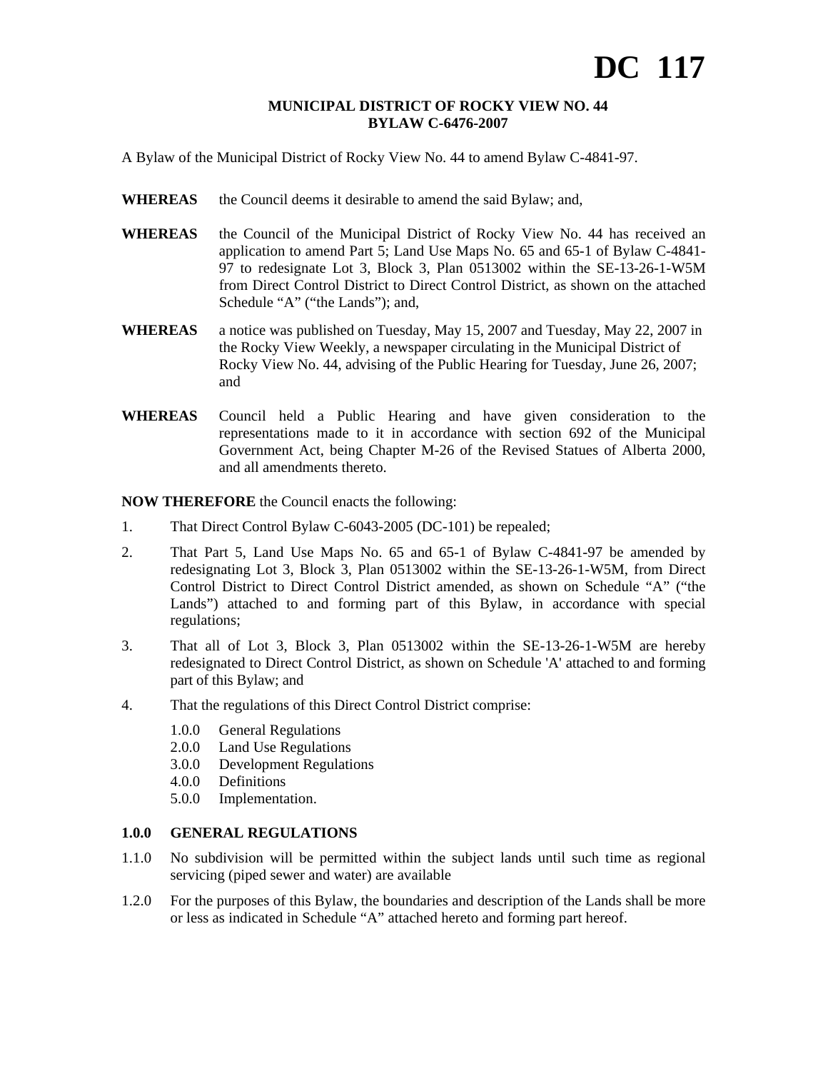# DC 117

**MUNICIPAL DISTRICT OF ROCKY VIEW NO. 44**
**BYLAW C-6476-2007**

A Bylaw of the Municipal District of Rocky View No. 44 to amend Bylaw C-4841-97.

**WHEREAS** the Council deems it desirable to amend the said Bylaw; and,

**WHEREAS** the Council of the Municipal District of Rocky View No. 44 has received an application to amend Part 5; Land Use Maps No. 65 and 65-1 of Bylaw C-4841-97 to redesignate Lot 3, Block 3, Plan 0513002 within the SE-13-26-1-W5M from Direct Control District to Direct Control District, as shown on the attached Schedule "A" ("the Lands"); and,

**WHEREAS** a notice was published on Tuesday, May 15, 2007 and Tuesday, May 22, 2007 in the Rocky View Weekly, a newspaper circulating in the Municipal District of Rocky View No. 44, advising of the Public Hearing for Tuesday, June 26, 2007; and

**WHEREAS** Council held a Public Hearing and have given consideration to the representations made to it in accordance with section 692 of the Municipal Government Act, being Chapter M-26 of the Revised Statues of Alberta 2000, and all amendments thereto.

**NOW THEREFORE** the Council enacts the following:

1. That Direct Control Bylaw C-6043-2005 (DC-101) be repealed;

2. That Part 5, Land Use Maps No. 65 and 65-1 of Bylaw C-4841-97 be amended by redesignating Lot 3, Block 3, Plan 0513002 within the SE-13-26-1-W5M, from Direct Control District to Direct Control District amended, as shown on Schedule "A" ("the Lands") attached to and forming part of this Bylaw, in accordance with special regulations;

3. That all of Lot 3, Block 3, Plan 0513002 within the SE-13-26-1-W5M are hereby redesignated to Direct Control District, as shown on Schedule 'A' attached to and forming part of this Bylaw; and

4. That the regulations of this Direct Control District comprise:

   1.0.0 General Regulations
   2.0.0 Land Use Regulations
   3.0.0 Development Regulations
   4.0.0 Definitions
   5.0.0 Implementation.

**1.0.0 GENERAL REGULATIONS**

1.1.0 No subdivision will be permitted within the subject lands until such time as regional servicing (piped sewer and water) are available

1.2.0 For the purposes of this Bylaw, the boundaries and description of the Lands shall be more or less as indicated in Schedule "A" attached hereto and forming part hereof.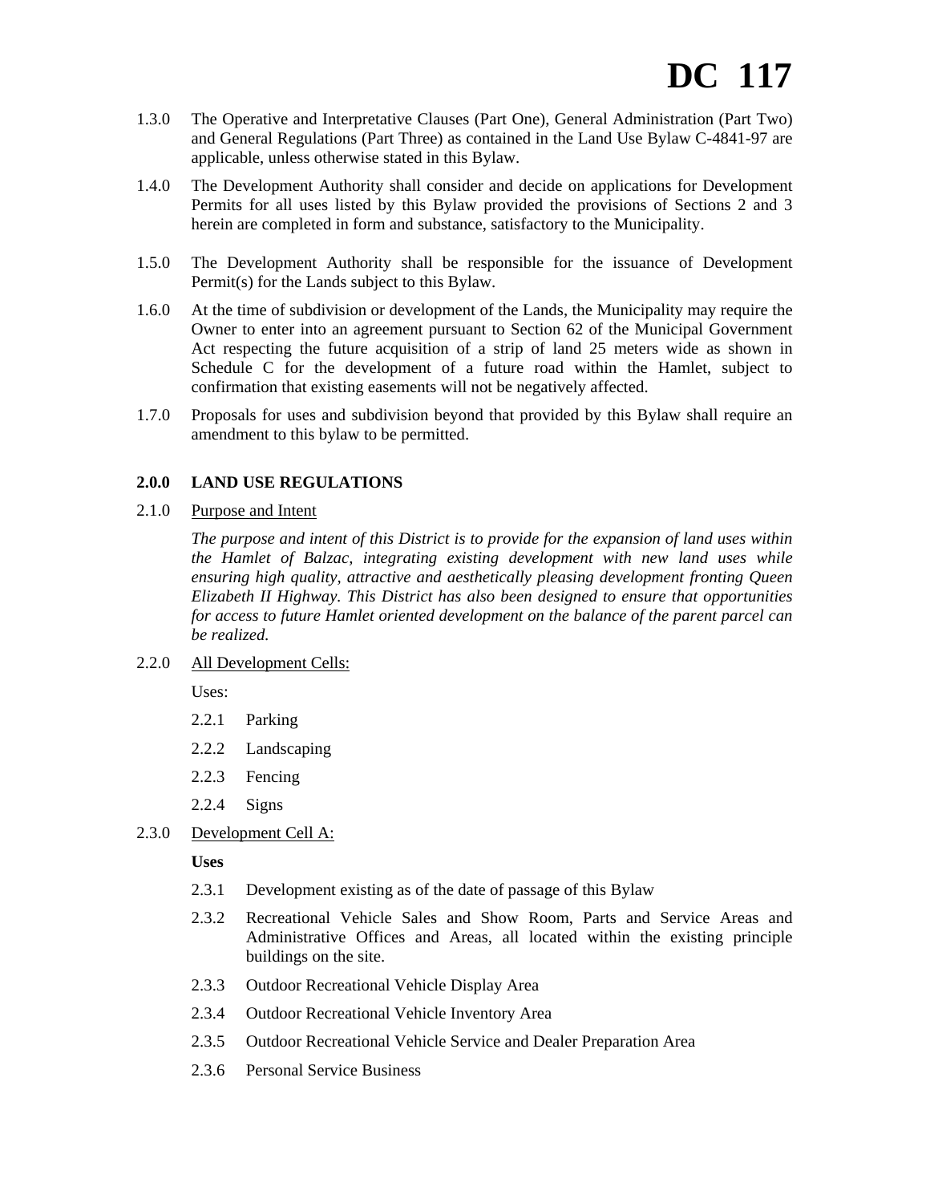# DC 117

1.3.0 The Operative and Interpretative Clauses (Part One), General Administration (Part Two) and General Regulations (Part Three) as contained in the Land Use Bylaw C-4841-97 are applicable, unless otherwise stated in this Bylaw.

1.4.0 The Development Authority shall consider and decide on applications for Development Permits for all uses listed by this Bylaw provided the provisions of Sections 2 and 3 herein are completed in form and substance, satisfactory to the Municipality.

1.5.0 The Development Authority shall be responsible for the issuance of Development Permit(s) for the Lands subject to this Bylaw.

1.6.0 At the time of subdivision or development of the Lands, the Municipality may require the Owner to enter into an agreement pursuant to Section 62 of the Municipal Government Act respecting the future acquisition of a strip of land 25 meters wide as shown in Schedule C for the development of a future road within the Hamlet, subject to confirmation that existing easements will not be negatively affected.

1.7.0 Proposals for uses and subdivision beyond that provided by this Bylaw shall require an amendment to this bylaw to be permitted.

## 2.0.0 LAND USE REGULATIONS

2.1.0 <u>Purpose and Intent</u>

*The purpose and intent of this District is to provide for the expansion of land uses within the Hamlet of Balzac, integrating existing development with new land uses while ensuring high quality, attractive and aesthetically pleasing development fronting Queen Elizabeth II Highway. This District has also been designed to ensure that opportunities for access to future Hamlet oriented development on the balance of the parent parcel can be realized.*

2.2.0 <u>All Development Cells:</u>

Uses:

2.2.1 Parking

2.2.2 Landscaping

2.2.3 Fencing

2.2.4 Signs

2.3.0 <u>Development Cell A:</u>

**Uses**

2.3.1 Development existing as of the date of passage of this Bylaw

2.3.2 Recreational Vehicle Sales and Show Room, Parts and Service Areas and Administrative Offices and Areas, all located within the existing principle buildings on the site.

2.3.3 Outdoor Recreational Vehicle Display Area

2.3.4 Outdoor Recreational Vehicle Inventory Area

2.3.5 Outdoor Recreational Vehicle Service and Dealer Preparation Area

2.3.6 Personal Service Business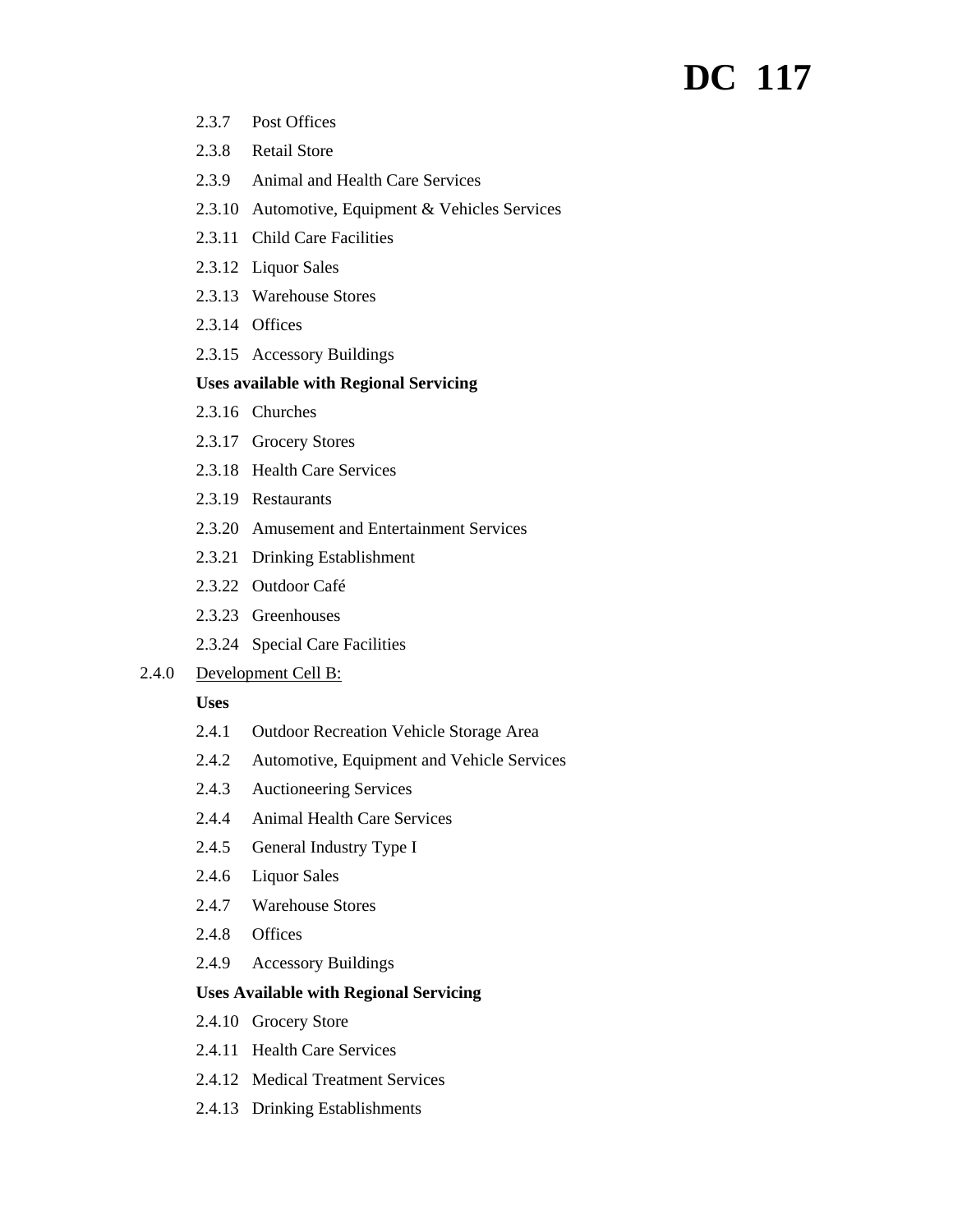2.3.7 Post Offices

2.3.8 Retail Store

2.3.9 Animal and Health Care Services

2.3.10 Automotive, Equipment & Vehicles Services

2.3.11 Child Care Facilities

2.3.12 Liquor Sales

2.3.13 Warehouse Stores

2.3.14 Offices

2.3.15 Accessory Buildings

**Uses available with Regional Servicing**

2.3.16 Churches

2.3.17 Grocery Stores

2.3.18 Health Care Services

2.3.19 Restaurants

2.3.20 Amusement and Entertainment Services

2.3.21 Drinking Establishment

2.3.22 Outdoor Café

2.3.23 Greenhouses

2.3.24 Special Care Facilities

2.4.0 <u>Development Cell B:</u>

**Uses**

2.4.1 Outdoor Recreation Vehicle Storage Area

2.4.2 Automotive, Equipment and Vehicle Services

2.4.3 Auctioneering Services

2.4.4 Animal Health Care Services

2.4.5 General Industry Type I

2.4.6 Liquor Sales

2.4.7 Warehouse Stores

2.4.8 Offices

2.4.9 Accessory Buildings

**Uses Available with Regional Servicing**

2.4.10 Grocery Store

2.4.11 Health Care Services

2.4.12 Medical Treatment Services

2.4.13 Drinking Establishments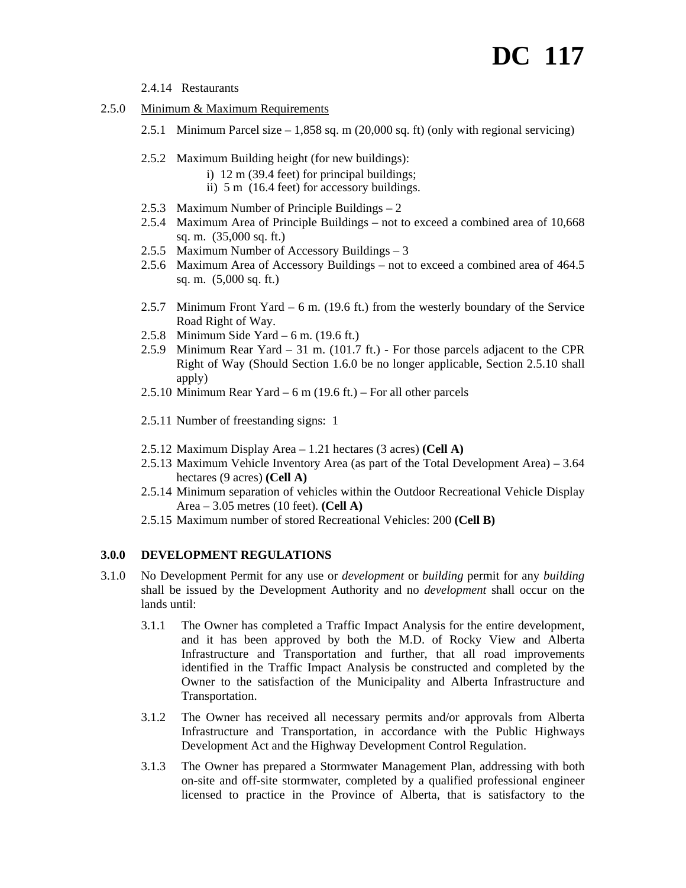**DC 117**

2.4.14 Restaurants

2.5.0 Minimum & Maximum Requirements

2.5.1 Minimum Parcel size – 1,858 sq. m (20,000 sq. ft) (only with regional servicing)

2.5.2 Maximum Building height (for new buildings):

i) 12 m (39.4 feet) for principal buildings;

ii) 5 m (16.4 feet) for accessory buildings.

2.5.3 Maximum Number of Principle Buildings – 2

2.5.4 Maximum Area of Principle Buildings – not to exceed a combined area of 10,668 sq. m. (35,000 sq. ft.)

2.5.5 Maximum Number of Accessory Buildings – 3

2.5.6 Maximum Area of Accessory Buildings – not to exceed a combined area of 464.5 sq. m. (5,000 sq. ft.)

2.5.7 Minimum Front Yard – 6 m. (19.6 ft.) from the westerly boundary of the Service Road Right of Way.

2.5.8 Minimum Side Yard – 6 m. (19.6 ft.)

2.5.9 Minimum Rear Yard – 31 m. (101.7 ft.) - For those parcels adjacent to the CPR Right of Way (Should Section 1.6.0 be no longer applicable, Section 2.5.10 shall apply)

2.5.10 Minimum Rear Yard – 6 m (19.6 ft.) – For all other parcels

2.5.11 Number of freestanding signs: 1

2.5.12 Maximum Display Area – 1.21 hectares (3 acres) **(Cell A)**

2.5.13 Maximum Vehicle Inventory Area (as part of the Total Development Area) – 3.64 hectares (9 acres) **(Cell A)**

2.5.14 Minimum separation of vehicles within the Outdoor Recreational Vehicle Display Area – 3.05 metres (10 feet). **(Cell A)**

2.5.15 Maximum number of stored Recreational Vehicles: 200 **(Cell B)**

## 3.0.0 DEVELOPMENT REGULATIONS

3.1.0 No Development Permit for any use or *development* or *building* permit for any *building* shall be issued by the Development Authority and no *development* shall occur on the lands until:

3.1.1 The Owner has completed a Traffic Impact Analysis for the entire development, and it has been approved by both the M.D. of Rocky View and Alberta Infrastructure and Transportation and further, that all road improvements identified in the Traffic Impact Analysis be constructed and completed by the Owner to the satisfaction of the Municipality and Alberta Infrastructure and Transportation.

3.1.2 The Owner has received all necessary permits and/or approvals from Alberta Infrastructure and Transportation, in accordance with the Public Highways Development Act and the Highway Development Control Regulation.

3.1.3 The Owner has prepared a Stormwater Management Plan, addressing with both on-site and off-site stormwater, completed by a qualified professional engineer licensed to practice in the Province of Alberta, that is satisfactory to the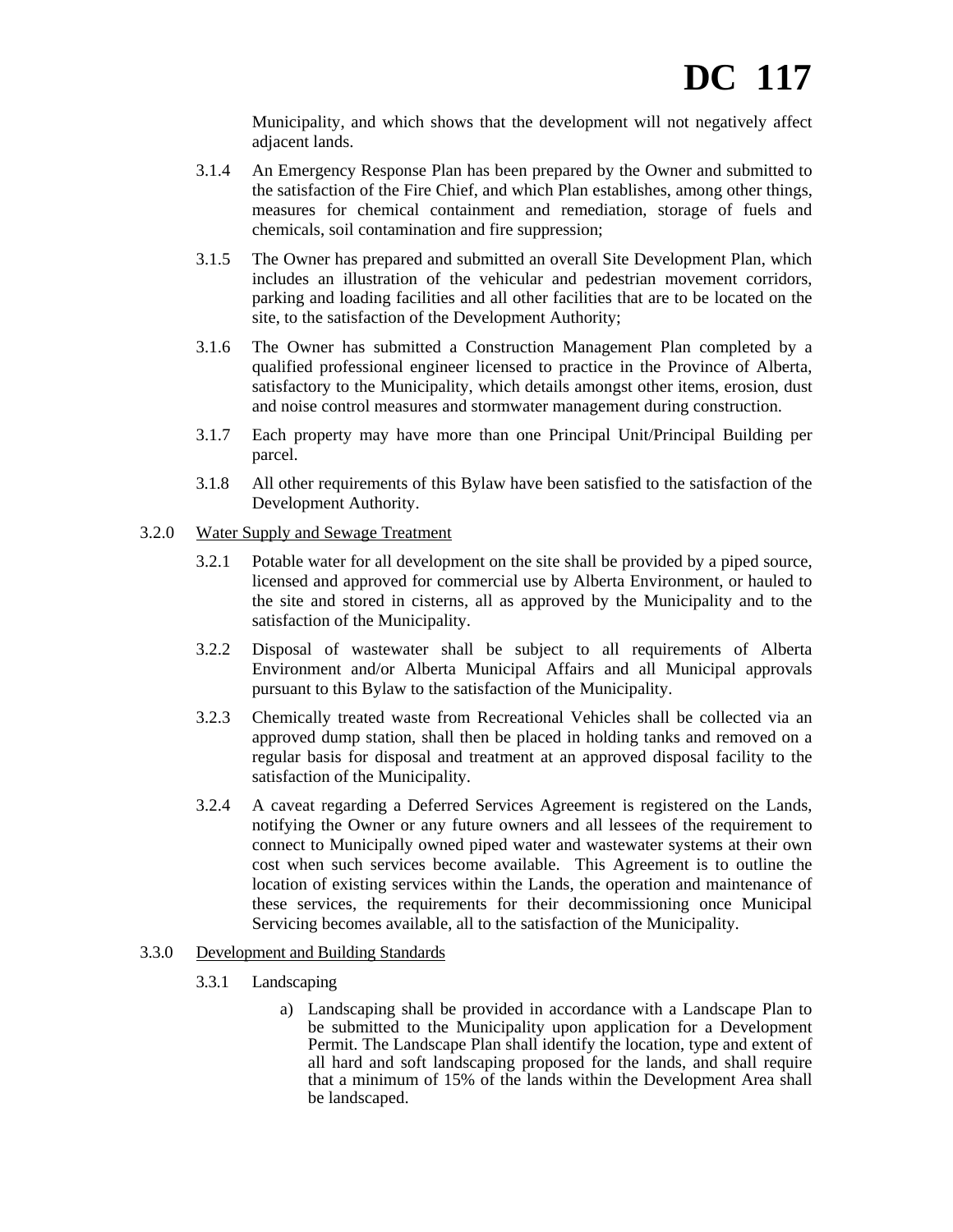Municipality, and which shows that the development will not negatively affect adjacent lands.

3.1.4 An Emergency Response Plan has been prepared by the Owner and submitted to the satisfaction of the Fire Chief, and which Plan establishes, among other things, measures for chemical containment and remediation, storage of fuels and chemicals, soil contamination and fire suppression;

3.1.5 The Owner has prepared and submitted an overall Site Development Plan, which includes an illustration of the vehicular and pedestrian movement corridors, parking and loading facilities and all other facilities that are to be located on the site, to the satisfaction of the Development Authority;

3.1.6 The Owner has submitted a Construction Management Plan completed by a qualified professional engineer licensed to practice in the Province of Alberta, satisfactory to the Municipality, which details amongst other items, erosion, dust and noise control measures and stormwater management during construction.

3.1.7 Each property may have more than one Principal Unit/Principal Building per parcel.

3.1.8 All other requirements of this Bylaw have been satisfied to the satisfaction of the Development Authority.

3.2.0 Water Supply and Sewage Treatment

3.2.1 Potable water for all development on the site shall be provided by a piped source, licensed and approved for commercial use by Alberta Environment, or hauled to the site and stored in cisterns, all as approved by the Municipality and to the satisfaction of the Municipality.

3.2.2 Disposal of wastewater shall be subject to all requirements of Alberta Environment and/or Alberta Municipal Affairs and all Municipal approvals pursuant to this Bylaw to the satisfaction of the Municipality.

3.2.3 Chemically treated waste from Recreational Vehicles shall be collected via an approved dump station, shall then be placed in holding tanks and removed on a regular basis for disposal and treatment at an approved disposal facility to the satisfaction of the Municipality.

3.2.4 A caveat regarding a Deferred Services Agreement is registered on the Lands, notifying the Owner or any future owners and all lessees of the requirement to connect to Municipally owned piped water and wastewater systems at their own cost when such services become available. This Agreement is to outline the location of existing services within the Lands, the operation and maintenance of these services, the requirements for their decommissioning once Municipal Servicing becomes available, all to the satisfaction of the Municipality.

3.3.0 Development and Building Standards

3.3.1 Landscaping

a) Landscaping shall be provided in accordance with a Landscape Plan to be submitted to the Municipality upon application for a Development Permit. The Landscape Plan shall identify the location, type and extent of all hard and soft landscaping proposed for the lands, and shall require that a minimum of 15% of the lands within the Development Area shall be landscaped.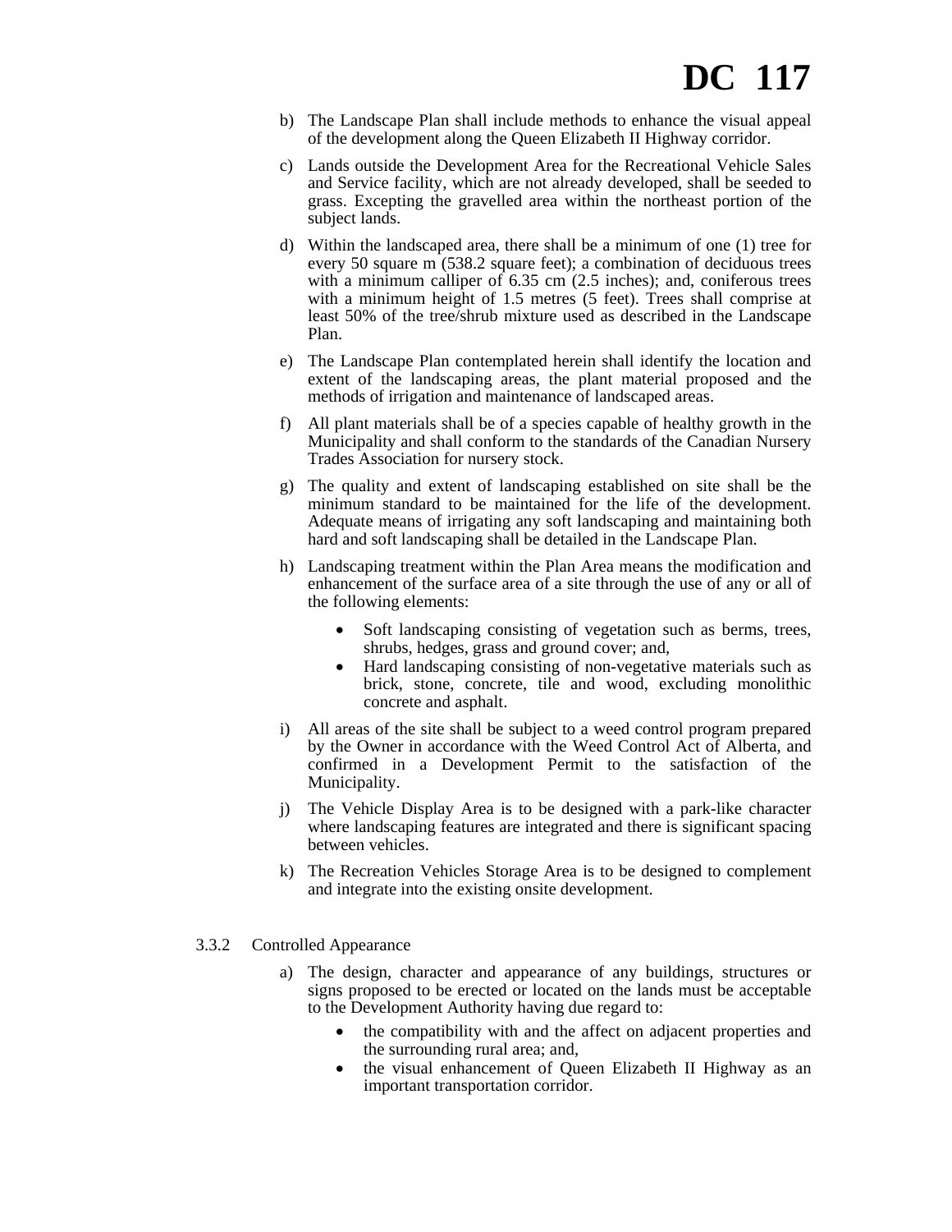b) The Landscape Plan shall include methods to enhance the visual appeal of the development along the Queen Elizabeth II Highway corridor.

c) Lands outside the Development Area for the Recreational Vehicle Sales and Service facility, which are not already developed, shall be seeded to grass. Excepting the gravelled area within the northeast portion of the subject lands.

d) Within the landscaped area, there shall be a minimum of one (1) tree for every 50 square m (538.2 square feet); a combination of deciduous trees with a minimum calliper of 6.35 cm (2.5 inches); and, coniferous trees with a minimum height of 1.5 metres (5 feet). Trees shall comprise at least 50% of the tree/shrub mixture used as described in the Landscape Plan.

e) The Landscape Plan contemplated herein shall identify the location and extent of the landscaping areas, the plant material proposed and the methods of irrigation and maintenance of landscaped areas.

f) All plant materials shall be of a species capable of healthy growth in the Municipality and shall conform to the standards of the Canadian Nursery Trades Association for nursery stock.

g) The quality and extent of landscaping established on site shall be the minimum standard to be maintained for the life of the development. Adequate means of irrigating any soft landscaping and maintaining both hard and soft landscaping shall be detailed in the Landscape Plan.

h) Landscaping treatment within the Plan Area means the modification and enhancement of the surface area of a site through the use of any or all of the following elements:

- Soft landscaping consisting of vegetation such as berms, trees, shrubs, hedges, grass and ground cover; and,
- Hard landscaping consisting of non-vegetative materials such as brick, stone, concrete, tile and wood, excluding monolithic concrete and asphalt.

i) All areas of the site shall be subject to a weed control program prepared by the Owner in accordance with the Weed Control Act of Alberta, and confirmed in a Development Permit to the satisfaction of the Municipality.

j) The Vehicle Display Area is to be designed with a park-like character where landscaping features are integrated and there is significant spacing between vehicles.

k) The Recreation Vehicles Storage Area is to be designed to complement and integrate into the existing onsite development.

3.3.2 Controlled Appearance

a) The design, character and appearance of any buildings, structures or signs proposed to be erected or located on the lands must be acceptable to the Development Authority having due regard to:

- the compatibility with and the affect on adjacent properties and the surrounding rural area; and,
- the visual enhancement of Queen Elizabeth II Highway as an important transportation corridor.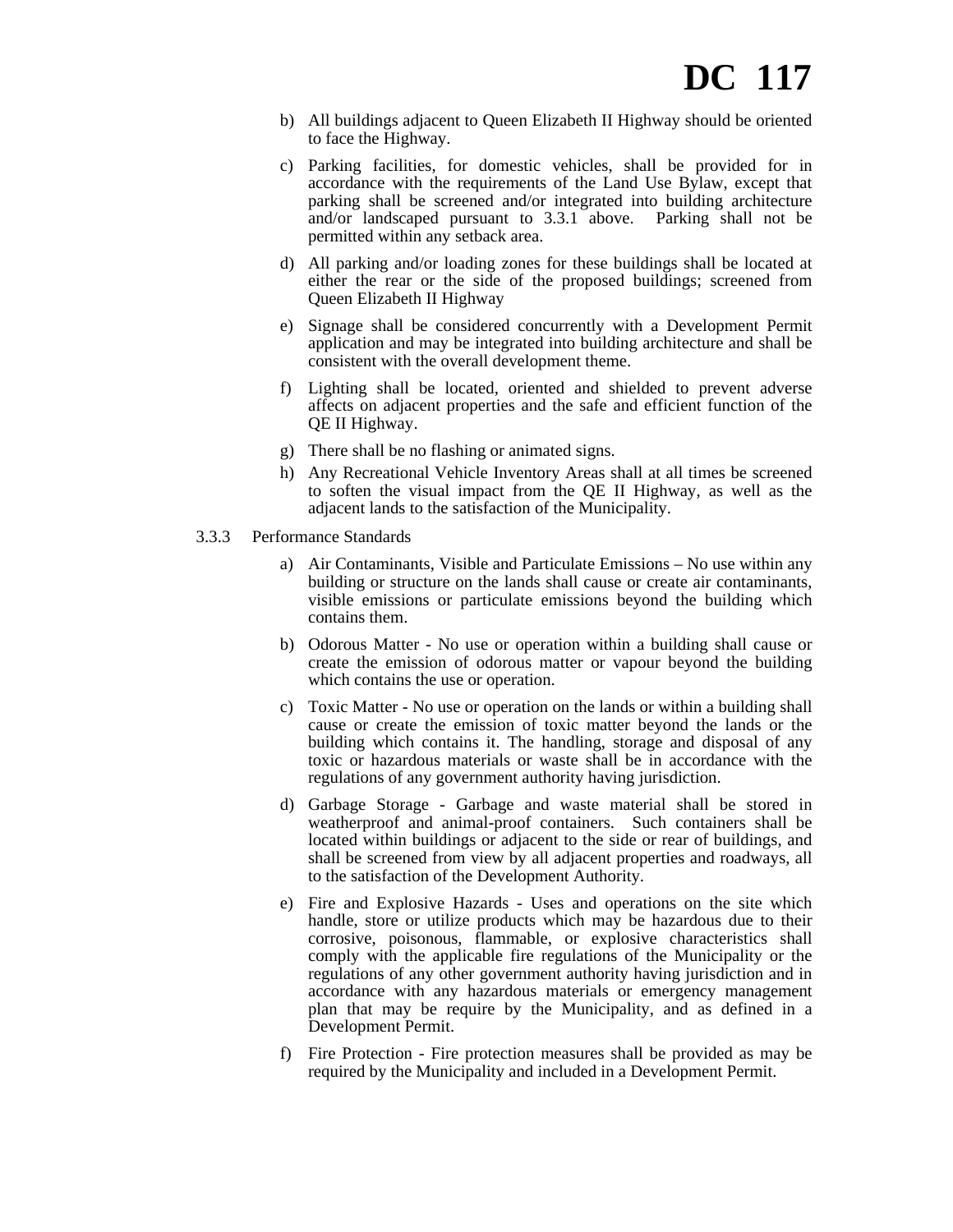b) All buildings adjacent to Queen Elizabeth II Highway should be oriented to face the Highway.

c) Parking facilities, for domestic vehicles, shall be provided for in accordance with the requirements of the Land Use Bylaw, except that parking shall be screened and/or integrated into building architecture and/or landscaped pursuant to 3.3.1 above. Parking shall not be permitted within any setback area.

d) All parking and/or loading zones for these buildings shall be located at either the rear or the side of the proposed buildings; screened from Queen Elizabeth II Highway

e) Signage shall be considered concurrently with a Development Permit application and may be integrated into building architecture and shall be consistent with the overall development theme.

f) Lighting shall be located, oriented and shielded to prevent adverse affects on adjacent properties and the safe and efficient function of the QE II Highway.

g) There shall be no flashing or animated signs.

h) Any Recreational Vehicle Inventory Areas shall at all times be screened to soften the visual impact from the QE II Highway, as well as the adjacent lands to the satisfaction of the Municipality.

3.3.3 Performance Standards

a) Air Contaminants, Visible and Particulate Emissions – No use within any building or structure on the lands shall cause or create air contaminants, visible emissions or particulate emissions beyond the building which contains them.

b) Odorous Matter - No use or operation within a building shall cause or create the emission of odorous matter or vapour beyond the building which contains the use or operation.

c) Toxic Matter - No use or operation on the lands or within a building shall cause or create the emission of toxic matter beyond the lands or the building which contains it. The handling, storage and disposal of any toxic or hazardous materials or waste shall be in accordance with the regulations of any government authority having jurisdiction.

d) Garbage Storage - Garbage and waste material shall be stored in weatherproof and animal-proof containers. Such containers shall be located within buildings or adjacent to the side or rear of buildings, and shall be screened from view by all adjacent properties and roadways, all to the satisfaction of the Development Authority.

e) Fire and Explosive Hazards - Uses and operations on the site which handle, store or utilize products which may be hazardous due to their corrosive, poisonous, flammable, or explosive characteristics shall comply with the applicable fire regulations of the Municipality or the regulations of any other government authority having jurisdiction and in accordance with any hazardous materials or emergency management plan that may be require by the Municipality, and as defined in a Development Permit.

f) Fire Protection - Fire protection measures shall be provided as may be required by the Municipality and included in a Development Permit.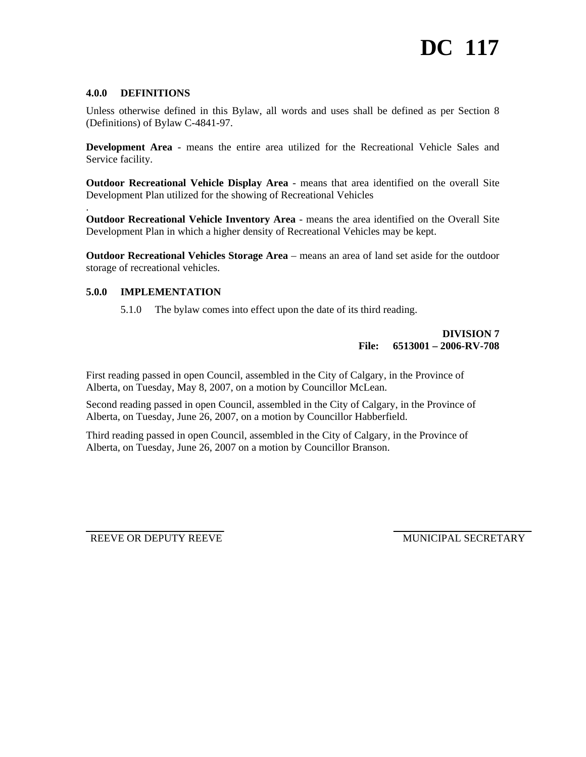# DC 117

### 4.0.0 DEFINITIONS

Unless otherwise defined in this Bylaw, all words and uses shall be defined as per Section 8 (Definitions) of Bylaw C-4841-97.

**Development Area** - means the entire area utilized for the Recreational Vehicle Sales and Service facility.

**Outdoor Recreational Vehicle Display Area** - means that area identified on the overall Site Development Plan utilized for the showing of Recreational Vehicles

.

**Outdoor Recreational Vehicle Inventory Area** - means the area identified on the Overall Site Development Plan in which a higher density of Recreational Vehicles may be kept.

**Outdoor Recreational Vehicles Storage Area** – means an area of land set aside for the outdoor storage of recreational vehicles.

### 5.0.0 IMPLEMENTATION

5.1.0 The bylaw comes into effect upon the date of its third reading.

**DIVISION 7**
**File: 6513001 – 2006-RV-708**

First reading passed in open Council, assembled in the City of Calgary, in the Province of Alberta, on Tuesday, May 8, 2007, on a motion by Councillor McLean.

Second reading passed in open Council, assembled in the City of Calgary, in the Province of Alberta, on Tuesday, June 26, 2007, on a motion by Councillor Habberfield.

Third reading passed in open Council, assembled in the City of Calgary, in the Province of Alberta, on Tuesday, June 26, 2007 on a motion by Councillor Branson.

REEVE OR DEPUTY REEVE

MUNICIPAL SECRETARY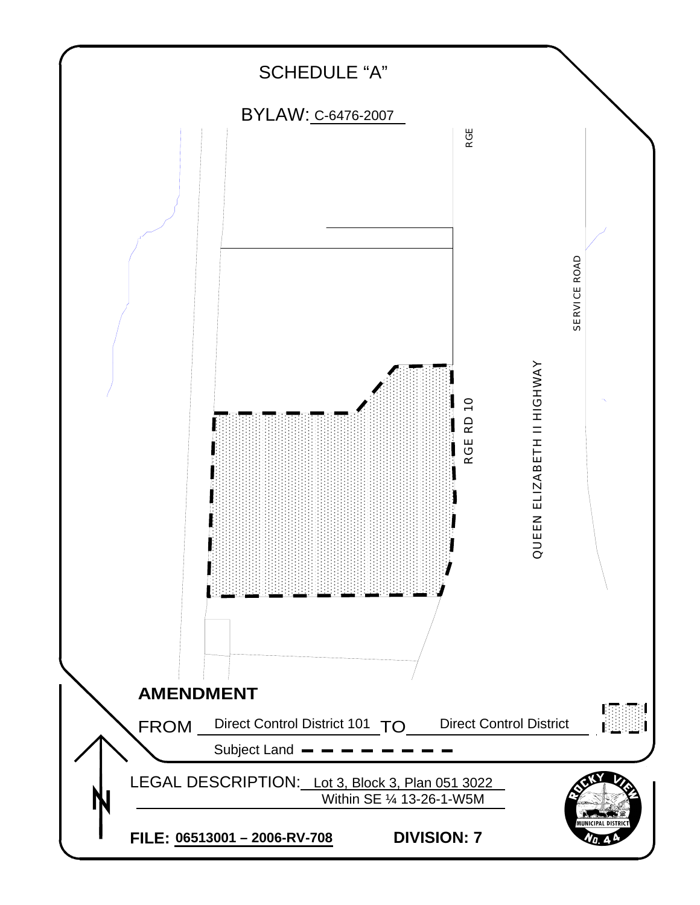# SCHEDULE "A"

BYLAW: C-6476-2007

RGE

SERVICE ROAD

QUEEN ELIZABETH II HIGHWAY

RGE RD 10

**AMENDMENT**

FROM Direct Control District 101 TO Direct Control District

Subject Land

LEGAL DESCRIPTION: Lot 3, Block 3, Plan 051 3022
Within SE ¼ 13-26-1-W5M

**FILE:** **06513001 – 2006-RV-708** **DIVISION: 7**

ROCKY VIEW MUNICIPAL DISTRICT No. 44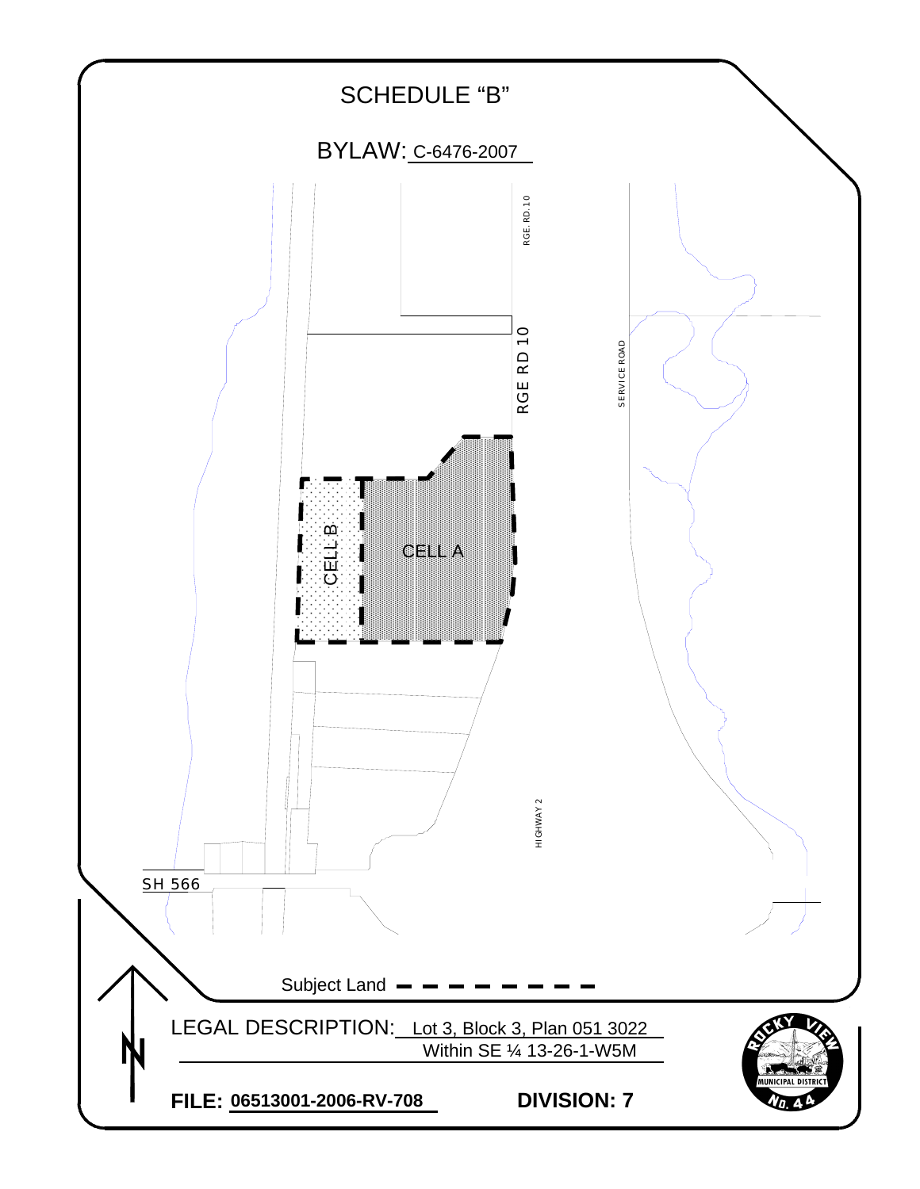# SCHEDULE "B"

BYLAW: C-6476-2007

RGE. RD. 10

RGE RD 10

SERVICE ROAD

CELL B

CELL A

HIGHWAY 2

SH 566

Subject Land

LEGAL DESCRIPTION: Lot 3, Block 3, Plan 051 3022 Within SE ¼ 13-26-1-W5M

**FILE: 06513001-2006-RV-708** **DIVISION: 7**

ROCKY VIEW MUNICIPAL DISTRICT No. 44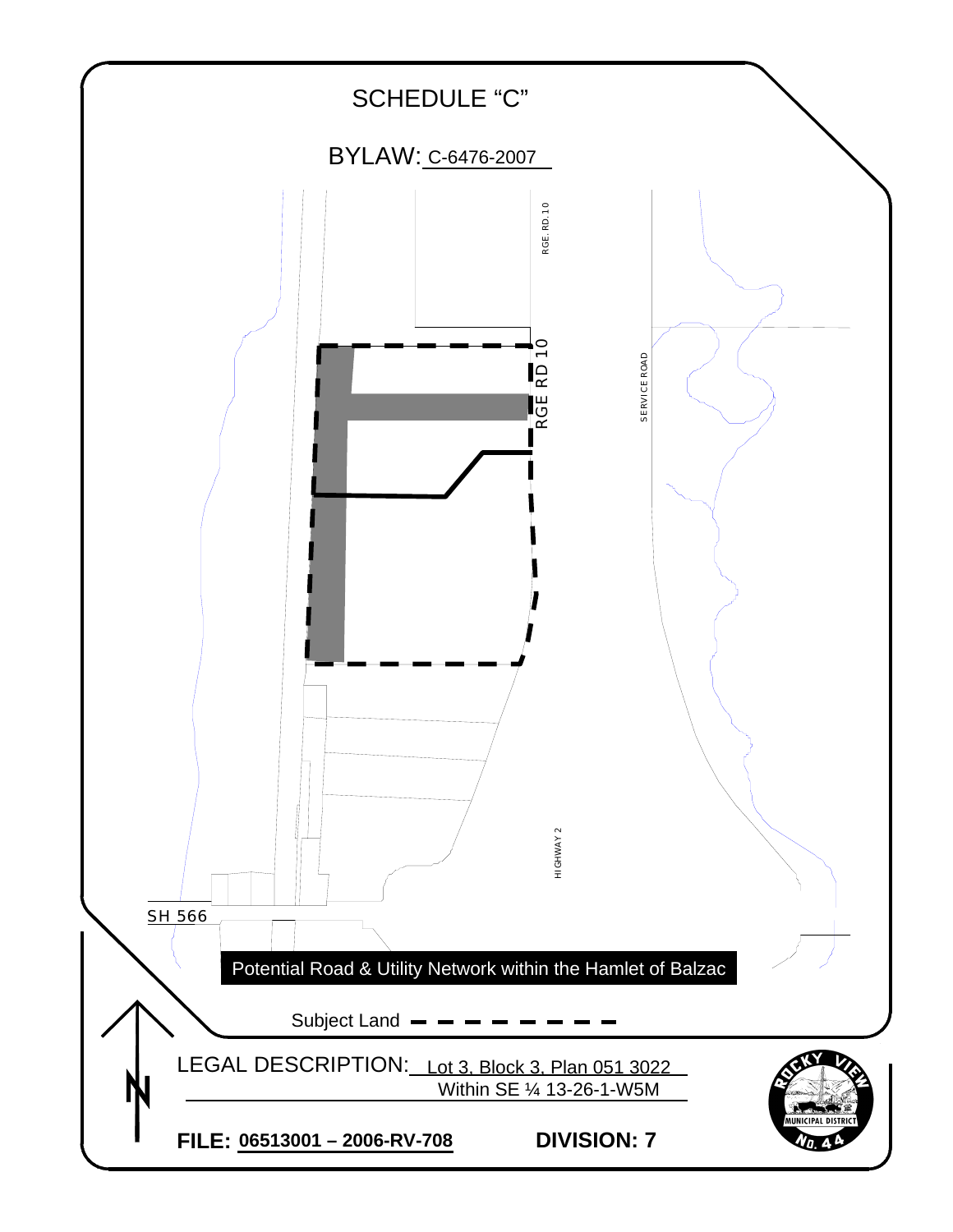# SCHEDULE "C"

BYLAW: C-6476-2007

RGE. RD. 10

RGE RD 10

SERVICE ROAD

HIGHWAY 2

SH 566

Potential Road & Utility Network within the Hamlet of Balzac

Subject Land

LEGAL DESCRIPTION: Lot 3, Block 3, Plan 051 3022 Within SE ¼ 13-26-1-W5M

**FILE: 06513001 – 2006-RV-708**

**DIVISION: 7**

ROCKY VIEW MUNICIPAL DISTRICT No. 44